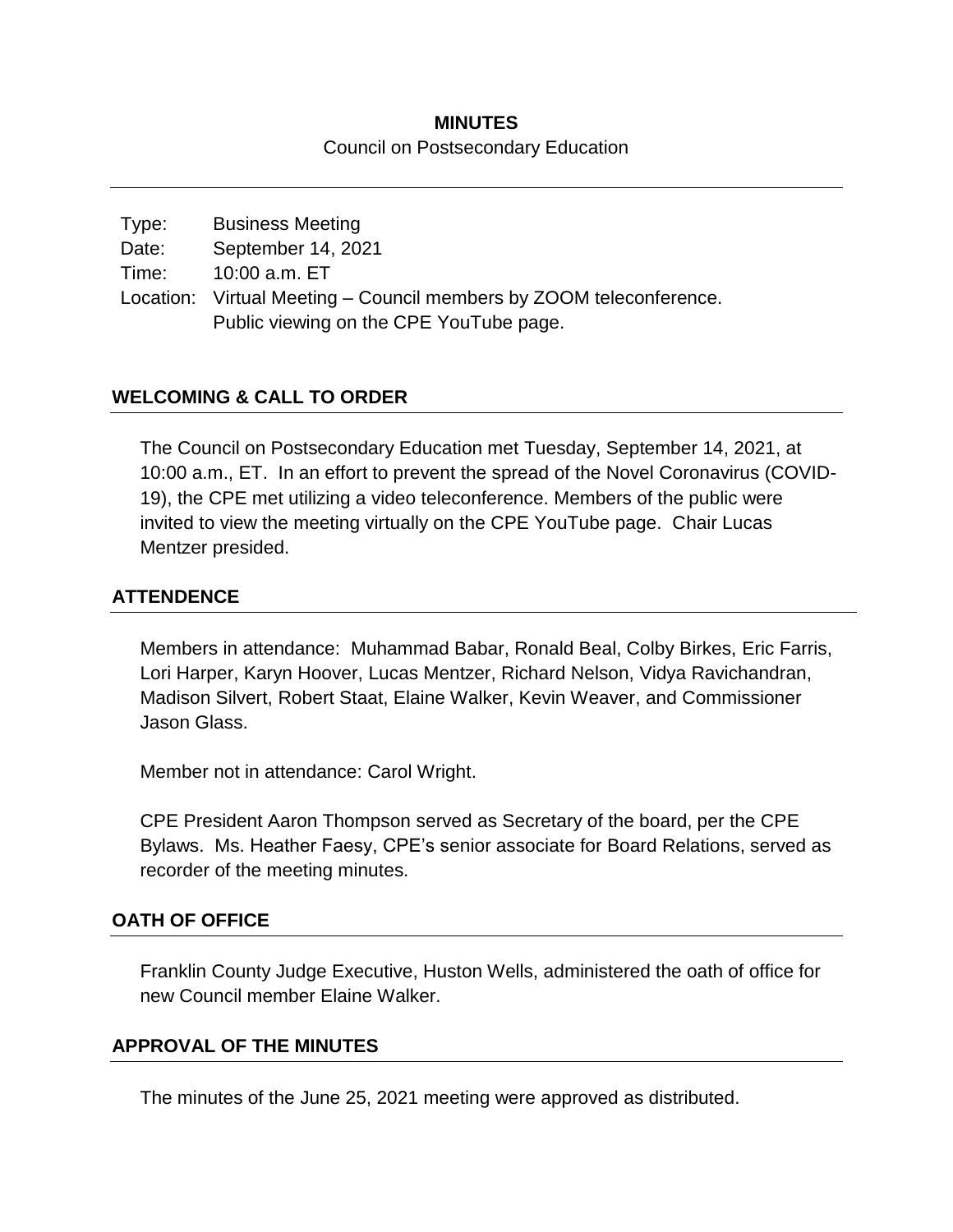# MINUTES

Council on Postsecondary Education

---

| Type: | Business Meeting |
|---|---|
| Date: | September 14, 2021 |
| Time: | 10:00 a.m. ET |
| Location: | Virtual Meeting – Council members by ZOOM teleconference. Public viewing on the CPE YouTube page. |

## WELCOMING & CALL TO ORDER

The Council on Postsecondary Education met Tuesday, September 14, 2021, at 10:00 a.m., ET. In an effort to prevent the spread of the Novel Coronavirus (COVID-19), the CPE met utilizing a video teleconference. Members of the public were invited to view the meeting virtually on the CPE YouTube page. Chair Lucas Mentzer presided.

## ATTENDENCE

Members in attendance: Muhammad Babar, Ronald Beal, Colby Birkes, Eric Farris, Lori Harper, Karyn Hoover, Lucas Mentzer, Richard Nelson, Vidya Ravichandran, Madison Silvert, Robert Staat, Elaine Walker, Kevin Weaver, and Commissioner Jason Glass.

Member not in attendance: Carol Wright.

CPE President Aaron Thompson served as Secretary of the board, per the CPE Bylaws. Ms. Heather Faesy, CPE's senior associate for Board Relations, served as recorder of the meeting minutes.

## OATH OF OFFICE

Franklin County Judge Executive, Huston Wells, administered the oath of office for new Council member Elaine Walker.

## APPROVAL OF THE MINUTES

The minutes of the June 25, 2021 meeting were approved as distributed.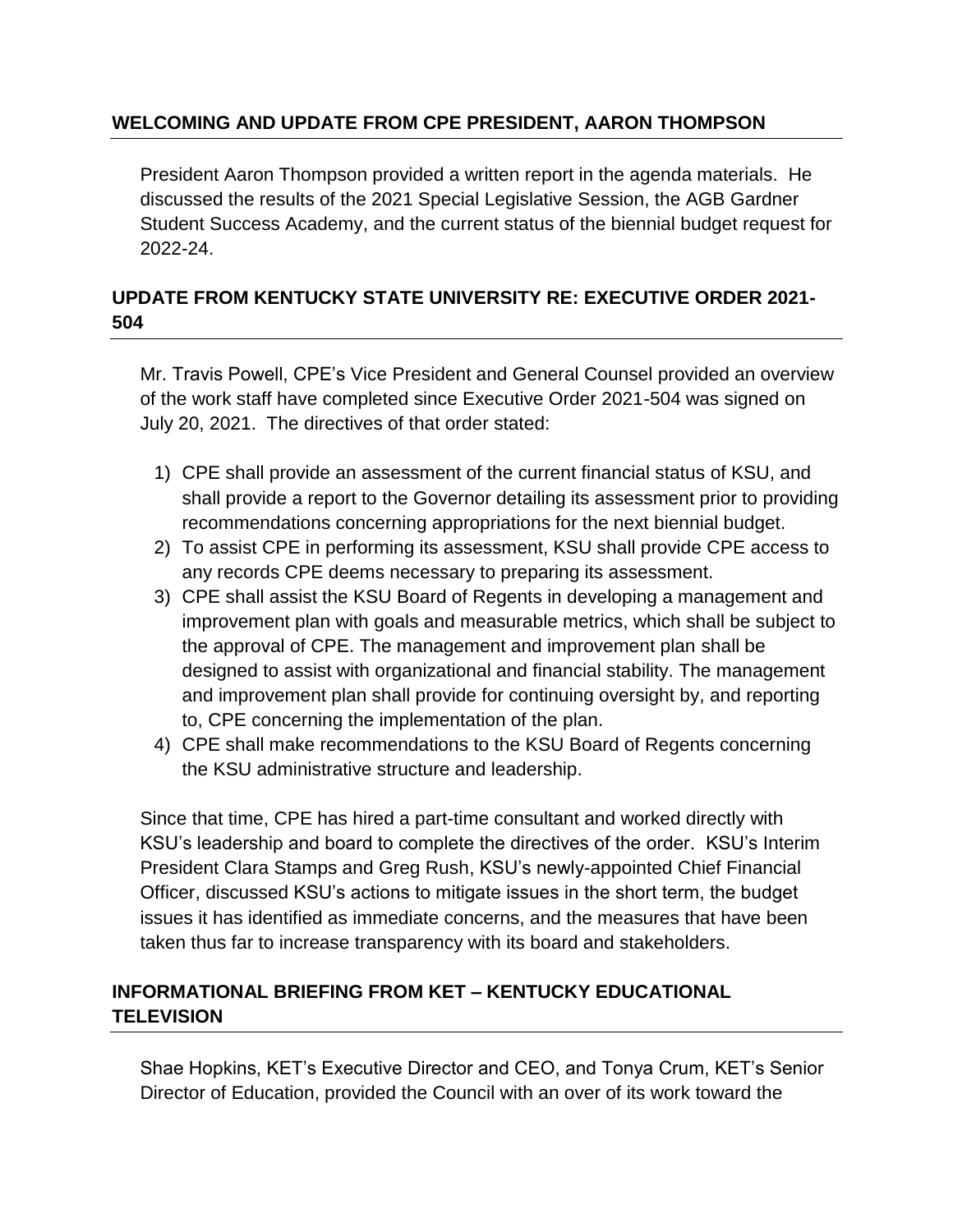## WELCOMING AND UPDATE FROM CPE PRESIDENT, AARON THOMPSON

President Aaron Thompson provided a written report in the agenda materials. He discussed the results of the 2021 Special Legislative Session, the AGB Gardner Student Success Academy, and the current status of the biennial budget request for 2022-24.

## UPDATE FROM KENTUCKY STATE UNIVERSITY RE: EXECUTIVE ORDER 2021-504

Mr. Travis Powell, CPE's Vice President and General Counsel provided an overview of the work staff have completed since Executive Order 2021-504 was signed on July 20, 2021. The directives of that order stated:

1) CPE shall provide an assessment of the current financial status of KSU, and shall provide a report to the Governor detailing its assessment prior to providing recommendations concerning appropriations for the next biennial budget.
2) To assist CPE in performing its assessment, KSU shall provide CPE access to any records CPE deems necessary to preparing its assessment.
3) CPE shall assist the KSU Board of Regents in developing a management and improvement plan with goals and measurable metrics, which shall be subject to the approval of CPE. The management and improvement plan shall be designed to assist with organizational and financial stability. The management and improvement plan shall provide for continuing oversight by, and reporting to, CPE concerning the implementation of the plan.
4) CPE shall make recommendations to the KSU Board of Regents concerning the KSU administrative structure and leadership.

Since that time, CPE has hired a part-time consultant and worked directly with KSU's leadership and board to complete the directives of the order. KSU's Interim President Clara Stamps and Greg Rush, KSU's newly-appointed Chief Financial Officer, discussed KSU's actions to mitigate issues in the short term, the budget issues it has identified as immediate concerns, and the measures that have been taken thus far to increase transparency with its board and stakeholders.

## INFORMATIONAL BRIEFING FROM KET – KENTUCKY EDUCATIONAL TELEVISION

Shae Hopkins, KET's Executive Director and CEO, and Tonya Crum, KET's Senior Director of Education, provided the Council with an over of its work toward the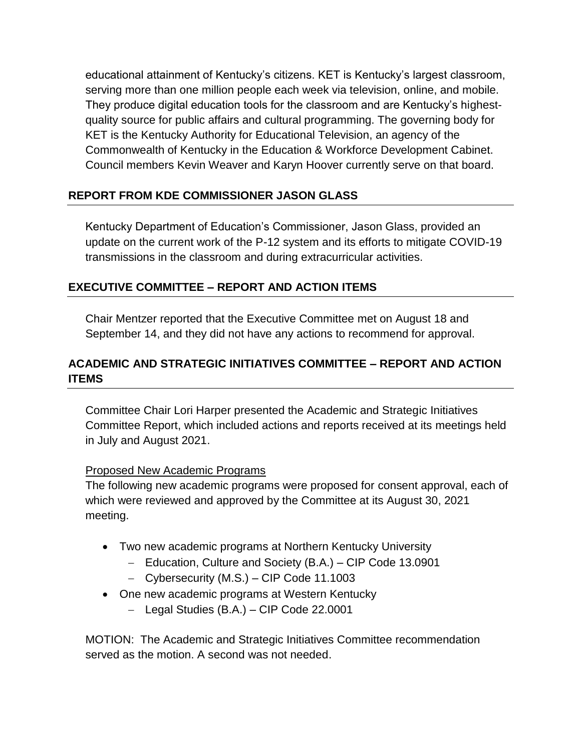educational attainment of Kentucky's citizens. KET is Kentucky's largest classroom, serving more than one million people each week via television, online, and mobile. They produce digital education tools for the classroom and are Kentucky's highest-quality source for public affairs and cultural programming. The governing body for KET is the Kentucky Authority for Educational Television, an agency of the Commonwealth of Kentucky in the Education & Workforce Development Cabinet. Council members Kevin Weaver and Karyn Hoover currently serve on that board.

## REPORT FROM KDE COMMISSIONER JASON GLASS

Kentucky Department of Education's Commissioner, Jason Glass, provided an update on the current work of the P-12 system and its efforts to mitigate COVID-19 transmissions in the classroom and during extracurricular activities.

## EXECUTIVE COMMITTEE – REPORT AND ACTION ITEMS

Chair Mentzer reported that the Executive Committee met on August 18 and September 14, and they did not have any actions to recommend for approval.

## ACADEMIC AND STRATEGIC INITIATIVES COMMITTEE – REPORT AND ACTION ITEMS

Committee Chair Lori Harper presented the Academic and Strategic Initiatives Committee Report, which included actions and reports received at its meetings held in July and August 2021.

Proposed New Academic Programs

The following new academic programs were proposed for consent approval, each of which were reviewed and approved by the Committee at its August 30, 2021 meeting.

- Two new academic programs at Northern Kentucky University
  - Education, Culture and Society (B.A.) – CIP Code 13.0901
  - Cybersecurity (M.S.) – CIP Code 11.1003
- One new academic programs at Western Kentucky
  - Legal Studies (B.A.) – CIP Code 22.0001

MOTION: The Academic and Strategic Initiatives Committee recommendation served as the motion. A second was not needed.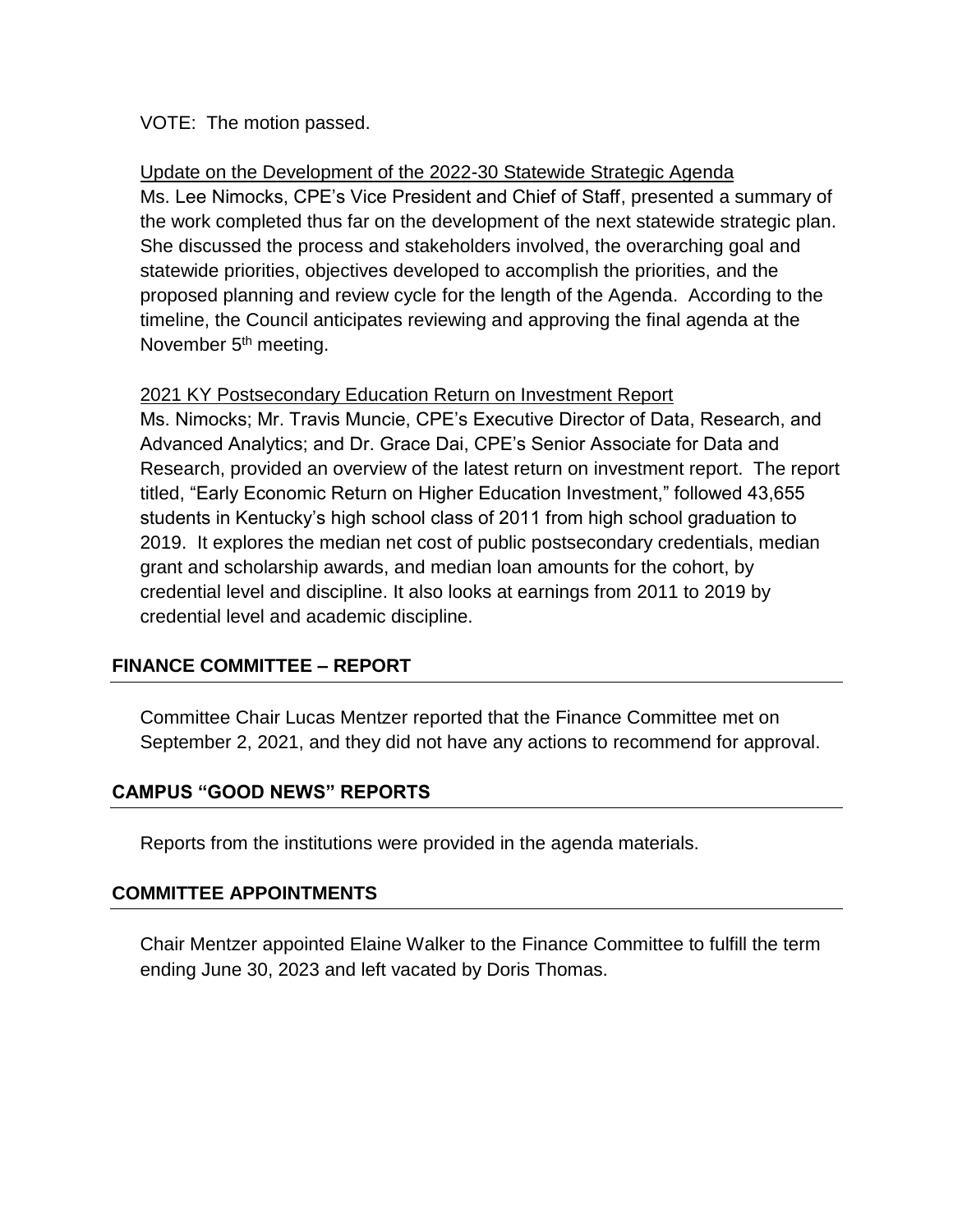VOTE: The motion passed.

Update on the Development of the 2022-30 Statewide Strategic Agenda

Ms. Lee Nimocks, CPE's Vice President and Chief of Staff, presented a summary of the work completed thus far on the development of the next statewide strategic plan. She discussed the process and stakeholders involved, the overarching goal and statewide priorities, objectives developed to accomplish the priorities, and the proposed planning and review cycle for the length of the Agenda. According to the timeline, the Council anticipates reviewing and approving the final agenda at the November 5th meeting.

2021 KY Postsecondary Education Return on Investment Report

Ms. Nimocks; Mr. Travis Muncie, CPE's Executive Director of Data, Research, and Advanced Analytics; and Dr. Grace Dai, CPE's Senior Associate for Data and Research, provided an overview of the latest return on investment report. The report titled, "Early Economic Return on Higher Education Investment," followed 43,655 students in Kentucky's high school class of 2011 from high school graduation to 2019. It explores the median net cost of public postsecondary credentials, median grant and scholarship awards, and median loan amounts for the cohort, by credential level and discipline. It also looks at earnings from 2011 to 2019 by credential level and academic discipline.

## FINANCE COMMITTEE – REPORT

Committee Chair Lucas Mentzer reported that the Finance Committee met on September 2, 2021, and they did not have any actions to recommend for approval.

## CAMPUS "GOOD NEWS" REPORTS

Reports from the institutions were provided in the agenda materials.

## COMMITTEE APPOINTMENTS

Chair Mentzer appointed Elaine Walker to the Finance Committee to fulfill the term ending June 30, 2023 and left vacated by Doris Thomas.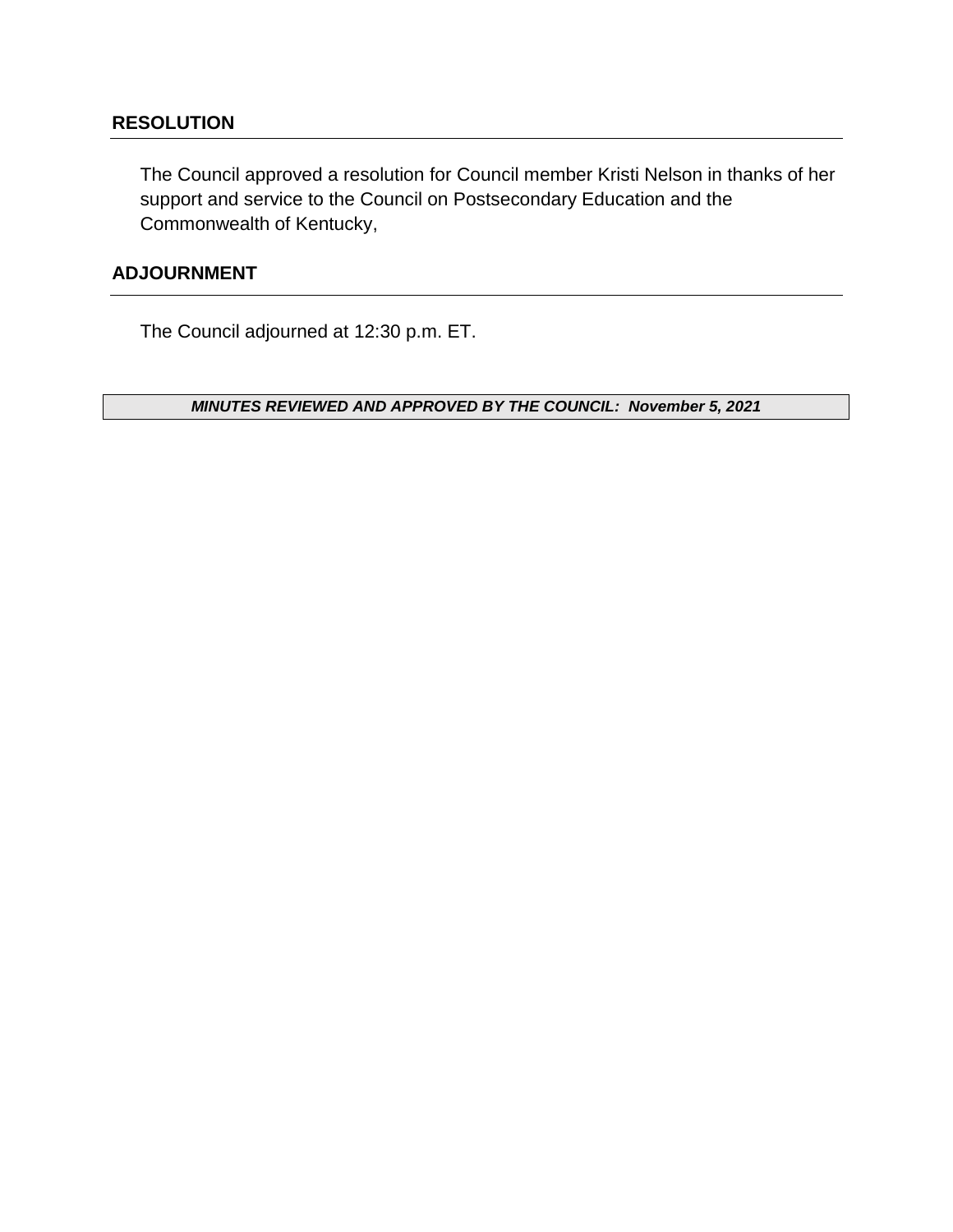## RESOLUTION

The Council approved a resolution for Council member Kristi Nelson in thanks of her support and service to the Council on Postsecondary Education and the Commonwealth of Kentucky,

## ADJOURNMENT

The Council adjourned at 12:30 p.m. ET.

***MINUTES REVIEWED AND APPROVED BY THE COUNCIL: November 5, 2021***